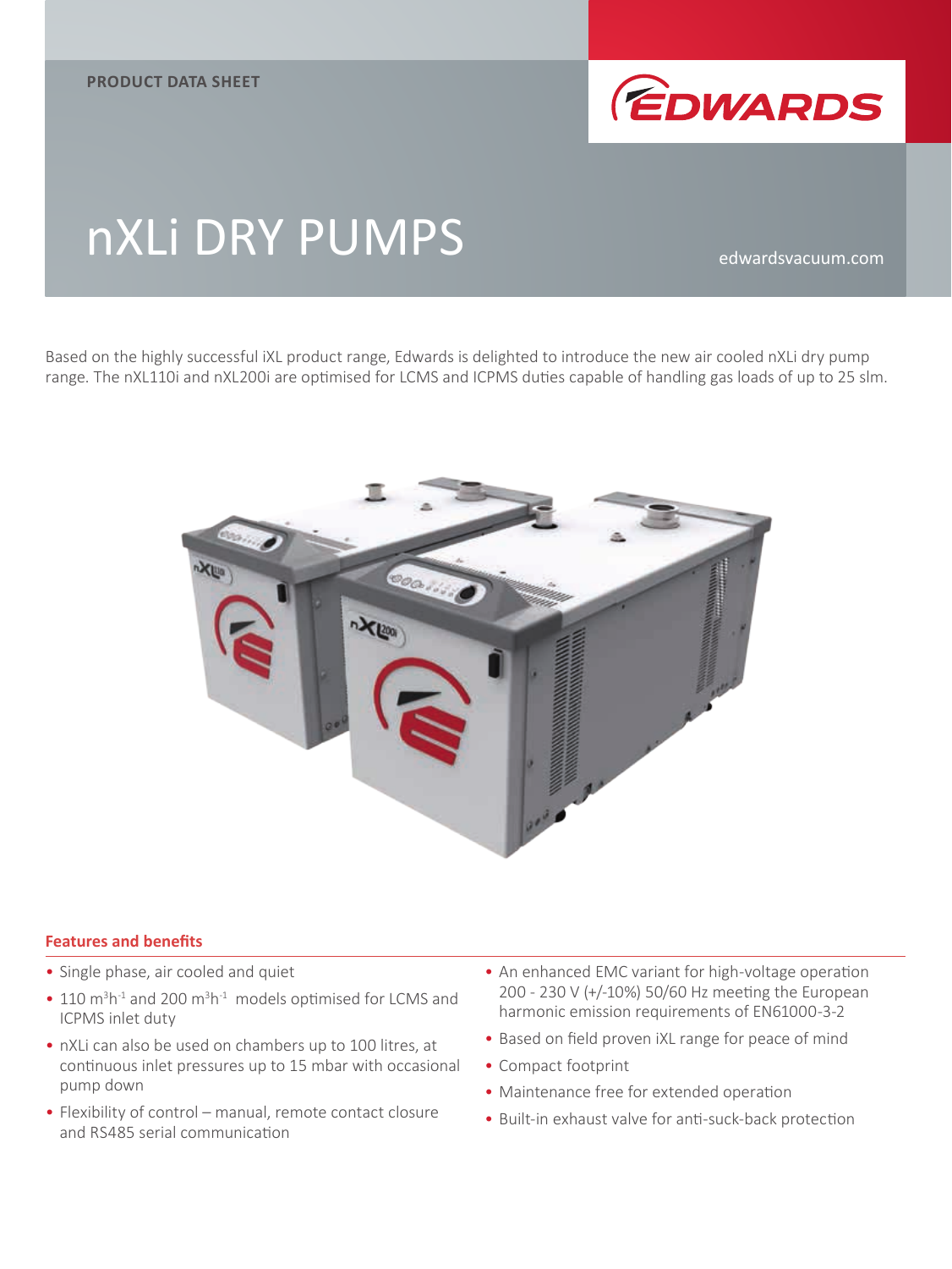PRODUCT DATA SHEET

# nXLi DRY PUMPS

edwardsvacuum.com

Based on the highly successful iXL product range, Edwards is delighted to introduce the new air cooled nXLi dry pump range. The nXL110i and nXL200i are optimised for LCMS and ICPMS duties capable of handling gas loads of up to 25 slm.

## Features and benefits

- Single phase, air cooled and quiet
- 110 $m^3h^{-1}$ and 200 $m^3h^{-1}$ models optimised for LCMS and ICPMS inlet duty
- nXLi can also be used on chambers up to 100 litres, at continuous inlet pressures up to 15 mbar with occasional pump down
- Flexibility of control – manual, remote contact closure and RS485 serial communication
- An enhanced EMC variant for high-voltage operation 200 - 230 V (+/-10%) 50/60 Hz meeting the European harmonic emission requirements of EN61000-3-2
- Based on field proven iXL range for peace of mind
- Compact footprint
- Maintenance free for extended operation
- Built-in exhaust valve for anti-suck-back protection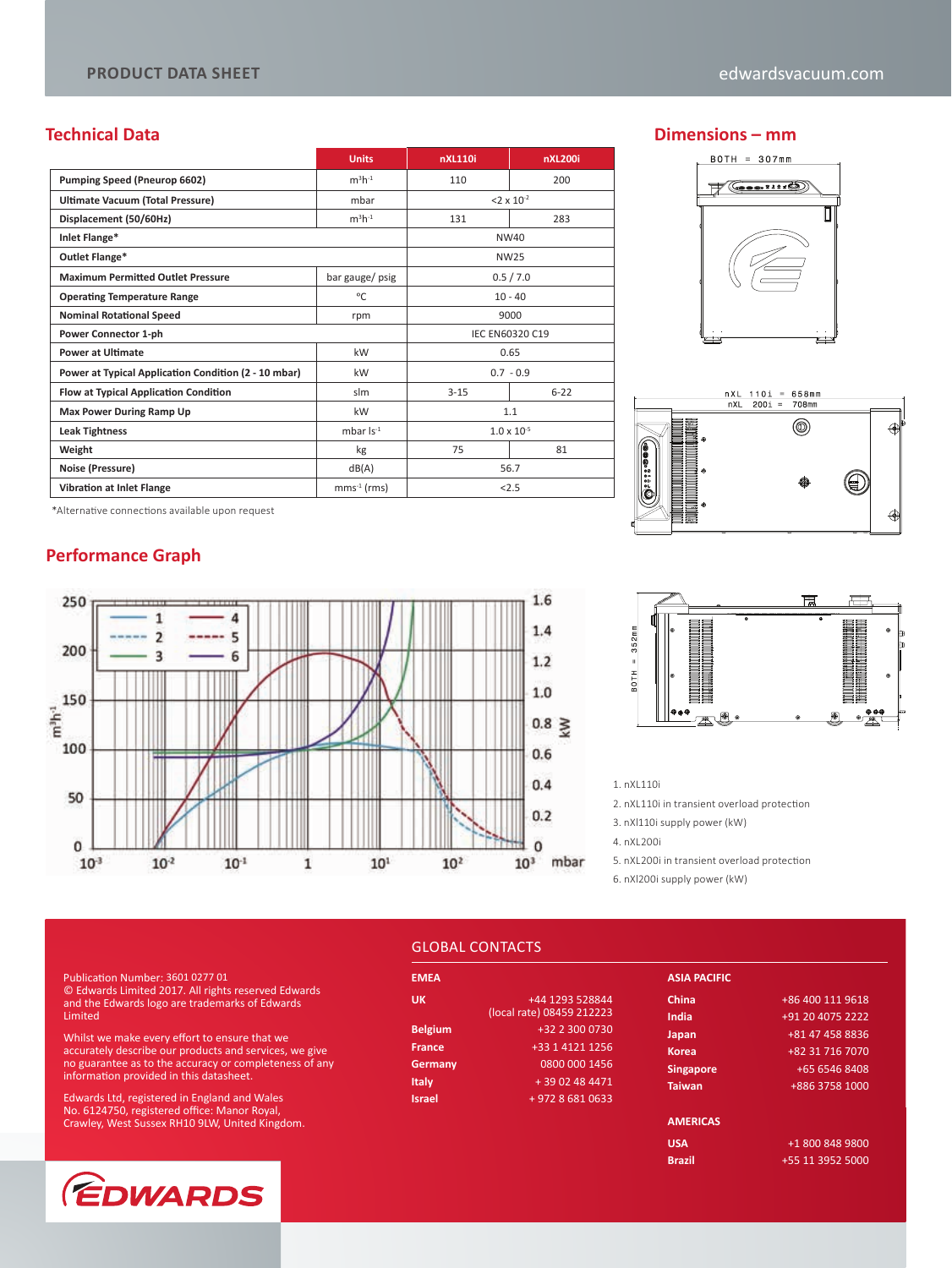## Technical Data

| | Units | nXL110i | nXL200i |
|---|---|---|---|
| Pumping Speed (Pneurop 6602) | $m^3h^{-1}$ | 110 | 200 |
| Ultimate Vacuum (Total Pressure) | mbar | $<2 \times 10^{-2}$ | |
| Displacement (50/60Hz) | $m^3h^{-1}$ | 131 | 283 |
| Inlet Flange* | | NW40 | |
| Outlet Flange* | | NW25 | |
| Maximum Permitted Outlet Pressure | bar gauge/ psig | 0.5 / 7.0 | |
| Operating Temperature Range | °C | 10 - 40 | |
| Nominal Rotational Speed | rpm | 9000 | |
| Power Connector 1-ph | | IEC EN60320 C19 | |
| Power at Ultimate | kW | 0.65 | |
| Power at Typical Application Condition (2 - 10 mbar) | kW | 0.7 - 0.9 | |
| Flow at Typical Application Condition | slm | 3-15 | 6-22 |
| Max Power During Ramp Up | kW | 1.1 | |
| Leak Tightness | mbar $ls^{-1}$ | $1.0 \times 10^{-5}$ | |
| Weight | kg | 75 | 81 |
| Noise (Pressure) | dB(A) | 56.7 | |
| Vibration at Inlet Flange | $mms^{-1}$ (rms) | <2.5 | |

*Alternative connections available upon request

## Dimensions – mm

BOTH = 307mm

nXL 110i = 658mm
nXL 200i = 708mm

BOTH = 352mm

## Performance Graph

250
200
150
100
50
0
$m^3h^{-1}$

1.6
1.4
1.2
1.0
0.8
0.6
0.4
0.2
0
kW

$10^{-3}$ $10^{-2}$ $10^{-1}$ 1 $10^{1}$ $10^{2}$ $10^{3}$ mbar

1, 2, 3, 4, 5, 6

1. nXL110i
2. nXL110i in transient overload protection
3. nXl110i supply power (kW)
4. nXL200i
5. nXL200i in transient overload protection
6. nXl200i supply power (kW)

Publication Number: 3601 0277 01
© Edwards Limited 2017. All rights reserved Edwards and the Edwards logo are trademarks of Edwards Limited

Whilst we make every effort to ensure that we accurately describe our products and services, we give no guarantee as to the accuracy or completeness of any information provided in this datasheet.

Edwards Ltd, registered in England and Wales No. 6124750, registered office: Manor Royal, Crawley, West Sussex RH10 9LW, United Kingdom.

## GLOBAL CONTACTS

**EMEA**

| | |
|---|---|
| **UK** | +44 1293 528844 (local rate) 08459 212223 |
| **Belgium** | +32 2 300 0730 |
| **France** | +33 1 4121 1256 |
| **Germany** | 0800 000 1456 |
| **Italy** | + 39 02 48 4471 |
| **Israel** | + 972 8 681 0633 |

**ASIA PACIFIC**

| | |
|---|---|
| **China** | +86 400 111 9618 |
| **India** | +91 20 4075 2222 |
| **Japan** | +81 47 458 8836 |
| **Korea** | +82 31 716 7070 |
| **Singapore** | +65 6546 8408 |
| **Taiwan** | +886 3758 1000 |

**AMERICAS**

| | |
|---|---|
| **USA** | +1 800 848 9800 |
| **Brazil** | +55 11 3952 5000 |

EDWARDS